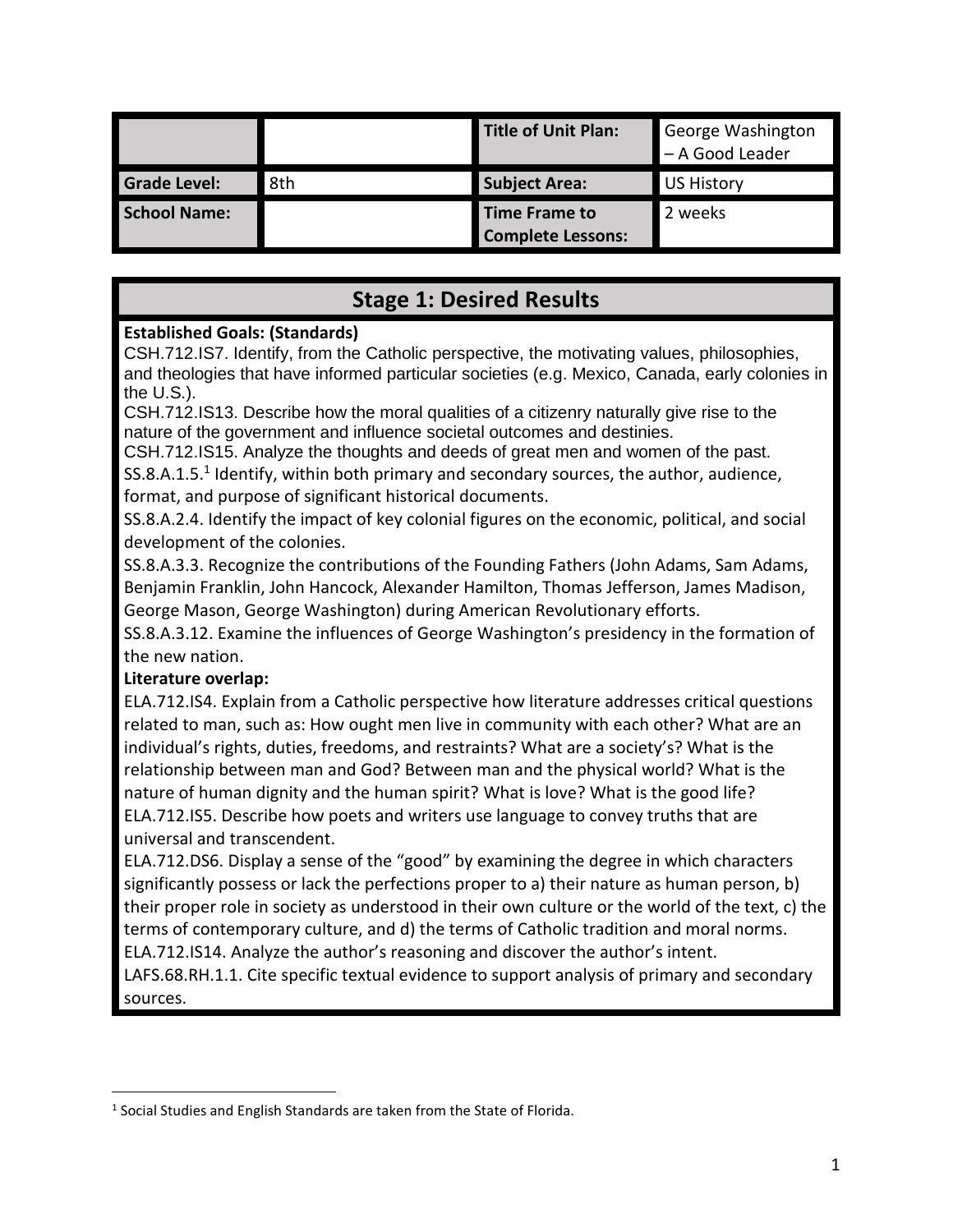| | | Title of Unit Plan: | George Washington – A Good Leader |
|---|---|---|---|
| **Grade Level:** | 8th | **Subject Area:** | US History |
| **School Name:** | | **Time Frame to Complete Lessons:** | 2 weeks |

## Stage 1: Desired Results

**Established Goals: (Standards)**

CSH.712.IS7. Identify, from the Catholic perspective, the motivating values, philosophies, and theologies that have informed particular societies (e.g. Mexico, Canada, early colonies in the U.S.).

CSH.712.IS13. Describe how the moral qualities of a citizenry naturally give rise to the nature of the government and influence societal outcomes and destinies.

CSH.712.IS15. Analyze the thoughts and deeds of great men and women of the past.

SS.8.A.1.5.[1] Identify, within both primary and secondary sources, the author, audience, format, and purpose of significant historical documents.

SS.8.A.2.4. Identify the impact of key colonial figures on the economic, political, and social development of the colonies.

SS.8.A.3.3. Recognize the contributions of the Founding Fathers (John Adams, Sam Adams, Benjamin Franklin, John Hancock, Alexander Hamilton, Thomas Jefferson, James Madison, George Mason, George Washington) during American Revolutionary efforts.

SS.8.A.3.12. Examine the influences of George Washington's presidency in the formation of the new nation.

**Literature overlap:**

ELA.712.IS4. Explain from a Catholic perspective how literature addresses critical questions related to man, such as: How ought men live in community with each other? What are an individual's rights, duties, freedoms, and restraints? What are a society's? What is the relationship between man and God? Between man and the physical world? What is the nature of human dignity and the human spirit? What is love? What is the good life?

ELA.712.IS5. Describe how poets and writers use language to convey truths that are universal and transcendent.

ELA.712.DS6. Display a sense of the "good" by examining the degree in which characters significantly possess or lack the perfections proper to a) their nature as human person, b) their proper role in society as understood in their own culture or the world of the text, c) the terms of contemporary culture, and d) the terms of Catholic tradition and moral norms.

ELA.712.IS14. Analyze the author's reasoning and discover the author's intent.

LAFS.68.RH.1.1. Cite specific textual evidence to support analysis of primary and secondary sources.

---

[1] Social Studies and English Standards are taken from the State of Florida.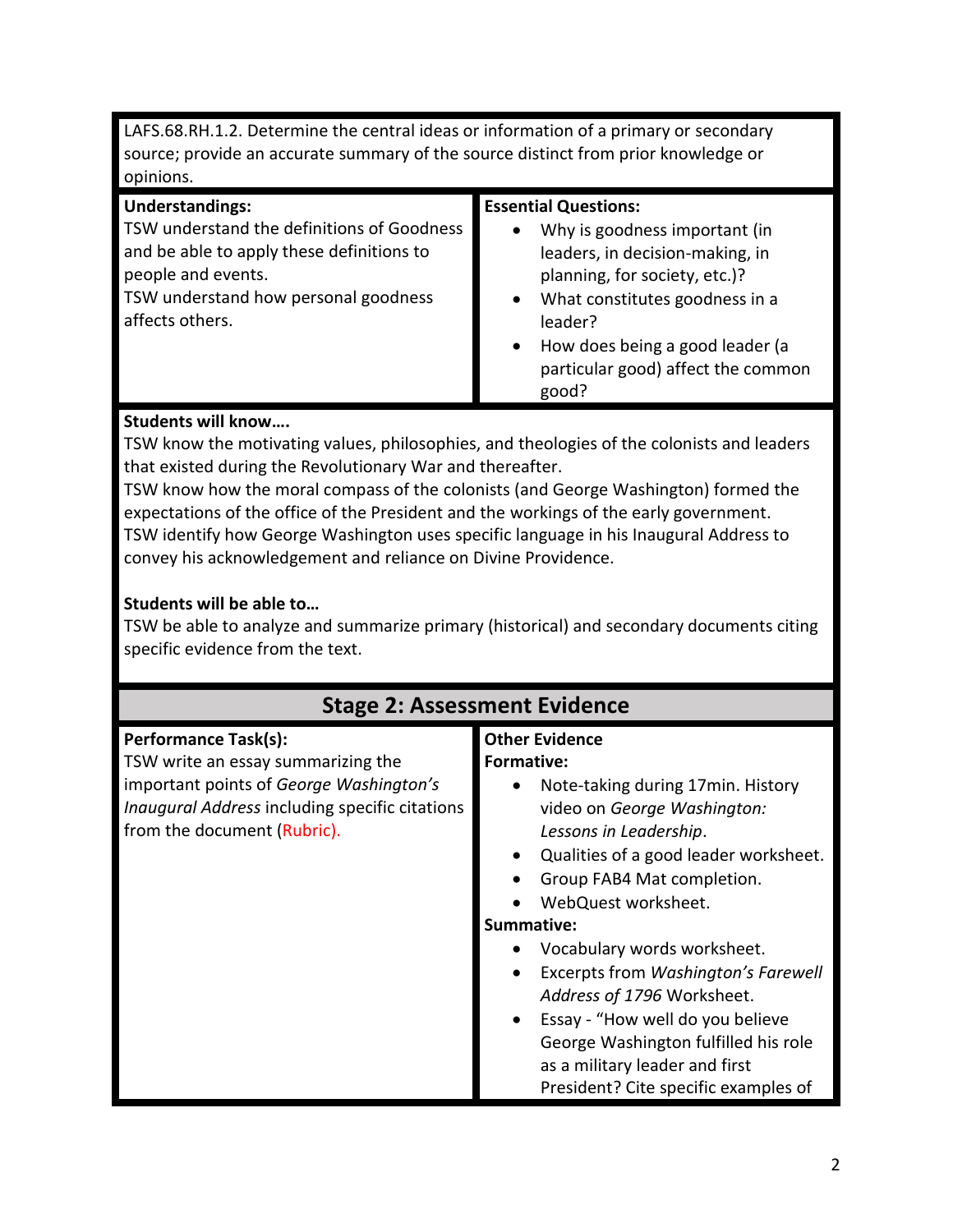LAFS.68.RH.1.2. Determine the central ideas or information of a primary or secondary source; provide an accurate summary of the source distinct from prior knowledge or opinions.

| **Understandings:** | **Essential Questions:** |
|---|---|
| TSW understand the definitions of Goodness and be able to apply these definitions to people and events.<br>TSW understand how personal goodness affects others. | • Why is goodness important (in leaders, in decision-making, in planning, for society, etc.)?<br>• What constitutes goodness in a leader?<br>• How does being a good leader (a particular good) affect the common good? |

**Students will know….**

TSW know the motivating values, philosophies, and theologies of the colonists and leaders that existed during the Revolutionary War and thereafter.

TSW know how the moral compass of the colonists (and George Washington) formed the expectations of the office of the President and the workings of the early government.

TSW identify how George Washington uses specific language in his Inaugural Address to convey his acknowledgement and reliance on Divine Providence.

**Students will be able to…**

TSW be able to analyze and summarize primary (historical) and secondary documents citing specific evidence from the text.

## Stage 2: Assessment Evidence

| **Performance Task(s):** | **Other Evidence** |
|---|---|
| TSW write an essay summarizing the important points of *George Washington's Inaugural Address* including specific citations from the document (Rubric). | **Formative:**<br>• Note-taking during 17min. History video on *George Washington: Lessons in Leadership*.<br>• Qualities of a good leader worksheet.<br>• Group FAB4 Mat completion.<br>• WebQuest worksheet.<br>**Summative:**<br>• Vocabulary words worksheet.<br>• Excerpts from *Washington's Farewell Address of 1796* Worksheet.<br>• Essay - "How well do you believe George Washington fulfilled his role as a military leader and first President? Cite specific examples of |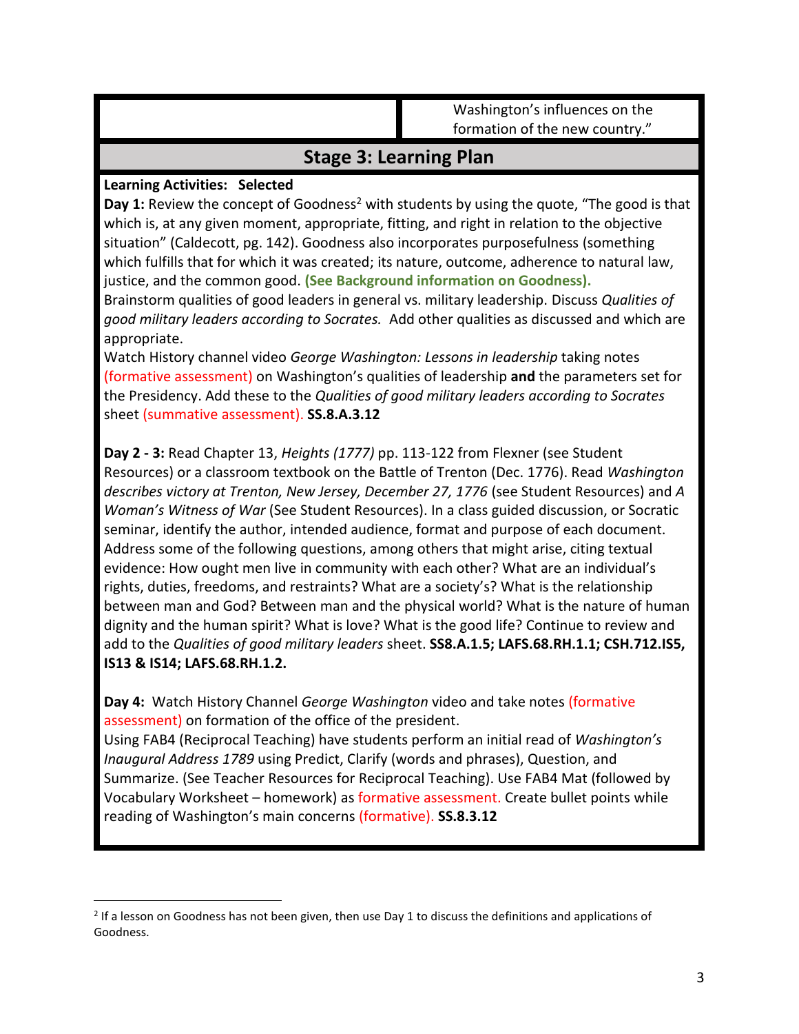| | Washington's influences on the formation of the new country." |
|---|---|

## Stage 3: Learning Plan

**Learning Activities: Selected**

**Day 1:** Review the concept of Goodness[2] with students by using the quote, "The good is that which is, at any given moment, appropriate, fitting, and right in relation to the objective situation" (Caldecott, pg. 142). Goodness also incorporates purposefulness (something which fulfills that for which it was created; its nature, outcome, adherence to natural law, justice, and the common good. **(See Background information on Goodness).**
Brainstorm qualities of good leaders in general vs. military leadership. Discuss *Qualities of good military leaders according to Socrates.* Add other qualities as discussed and which are appropriate.
Watch History channel video *George Washington: Lessons in leadership* taking notes (formative assessment) on Washington's qualities of leadership **and** the parameters set for the Presidency. Add these to the *Qualities of good military leaders according to Socrates* sheet (summative assessment). **SS.8.A.3.12**

**Day 2 - 3:** Read Chapter 13, *Heights (1777)* pp. 113-122 from Flexner (see Student Resources) or a classroom textbook on the Battle of Trenton (Dec. 1776). Read *Washington describes victory at Trenton, New Jersey, December 27, 1776* (see Student Resources) and *A Woman's Witness of War* (See Student Resources). In a class guided discussion, or Socratic seminar, identify the author, intended audience, format and purpose of each document. Address some of the following questions, among others that might arise, citing textual evidence: How ought men live in community with each other? What are an individual's rights, duties, freedoms, and restraints? What are a society's? What is the relationship between man and God? Between man and the physical world? What is the nature of human dignity and the human spirit? What is love? What is the good life? Continue to review and add to the *Qualities of good military leaders* sheet. **SS8.A.1.5; LAFS.68.RH.1.1; CSH.712.IS5, IS13 & IS14; LAFS.68.RH.1.2.**

**Day 4:** Watch History Channel *George Washington* video and take notes (formative assessment) on formation of the office of the president.
Using FAB4 (Reciprocal Teaching) have students perform an initial read of *Washington's Inaugural Address 1789* using Predict, Clarify (words and phrases), Question, and Summarize. (See Teacher Resources for Reciprocal Teaching). Use FAB4 Mat (followed by Vocabulary Worksheet – homework) as formative assessment. Create bullet points while reading of Washington's main concerns (formative). **SS.8.3.12**

---

[2] If a lesson on Goodness has not been given, then use Day 1 to discuss the definitions and applications of Goodness.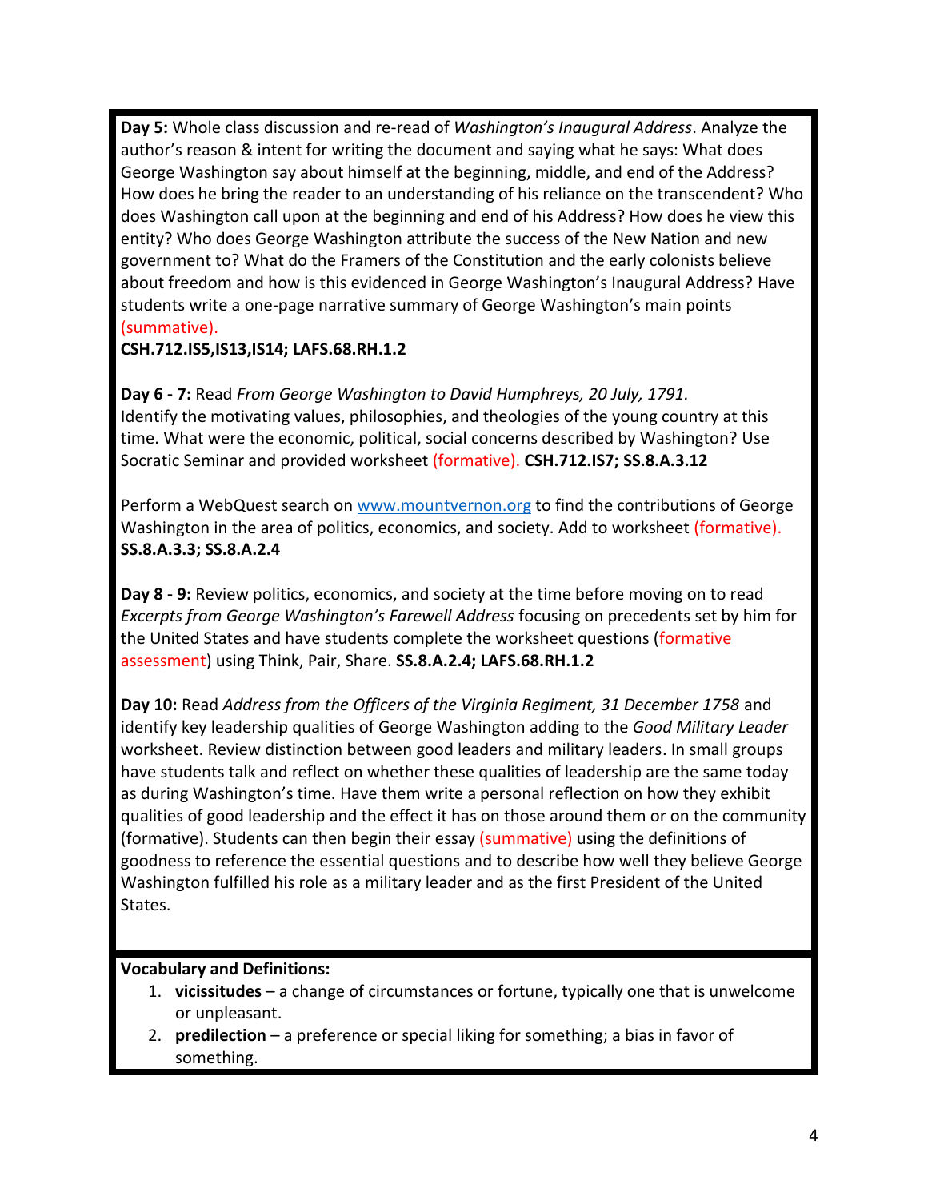**Day 5:** Whole class discussion and re-read of *Washington's Inaugural Address*. Analyze the author's reason & intent for writing the document and saying what he says: What does George Washington say about himself at the beginning, middle, and end of the Address? How does he bring the reader to an understanding of his reliance on the transcendent? Who does Washington call upon at the beginning and end of his Address? How does he view this entity? Who does George Washington attribute the success of the New Nation and new government to? What do the Framers of the Constitution and the early colonists believe about freedom and how is this evidenced in George Washington's Inaugural Address? Have students write a one-page narrative summary of George Washington's main points (summative).
**CSH.712.IS5,IS13,IS14; LAFS.68.RH.1.2**

**Day 6 - 7:** Read *From George Washington to David Humphreys, 20 July, 1791.* Identify the motivating values, philosophies, and theologies of the young country at this time. What were the economic, political, social concerns described by Washington? Use Socratic Seminar and provided worksheet (formative). **CSH.712.IS7; SS.8.A.3.12**

Perform a WebQuest search on www.mountvernon.org to find the contributions of George Washington in the area of politics, economics, and society. Add to worksheet (formative). **SS.8.A.3.3; SS.8.A.2.4**

**Day 8 - 9:** Review politics, economics, and society at the time before moving on to read *Excerpts from George Washington's Farewell Address* focusing on precedents set by him for the United States and have students complete the worksheet questions (formative assessment) using Think, Pair, Share. **SS.8.A.2.4; LAFS.68.RH.1.2**

**Day 10:** Read *Address from the Officers of the Virginia Regiment, 31 December 1758* and identify key leadership qualities of George Washington adding to the *Good Military Leader* worksheet. Review distinction between good leaders and military leaders. In small groups have students talk and reflect on whether these qualities of leadership are the same today as during Washington's time. Have them write a personal reflection on how they exhibit qualities of good leadership and the effect it has on those around them or on the community (formative). Students can then begin their essay (summative) using the definitions of goodness to reference the essential questions and to describe how well they believe George Washington fulfilled his role as a military leader and as the first President of the United States.

**Vocabulary and Definitions:**

1. **vicissitudes** – a change of circumstances or fortune, typically one that is unwelcome or unpleasant.
2. **predilection** – a preference or special liking for something; a bias in favor of something.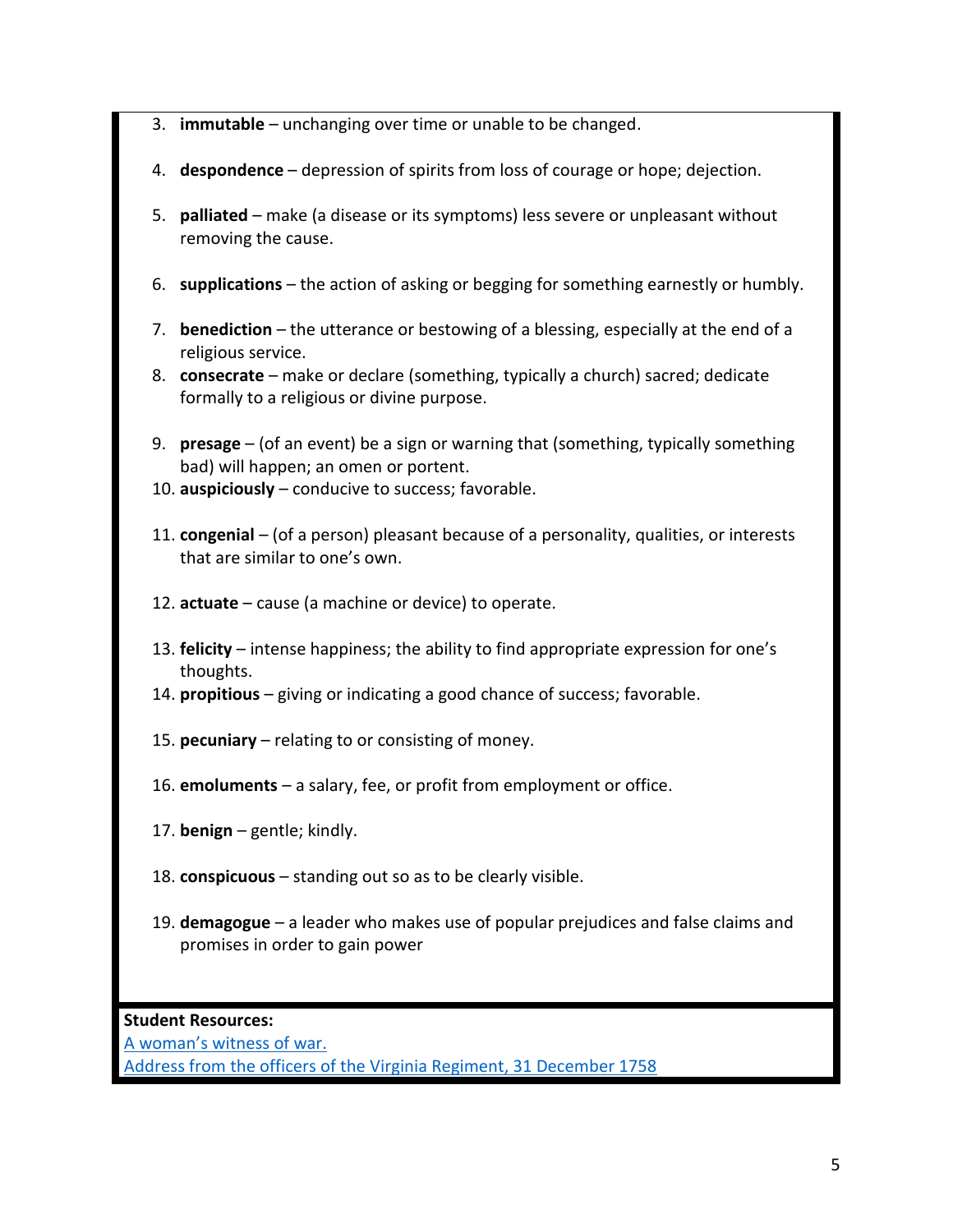3. **immutable** – unchanging over time or unable to be changed.

4. **despondence** – depression of spirits from loss of courage or hope; dejection.

5. **palliated** – make (a disease or its symptoms) less severe or unpleasant without removing the cause.

6. **supplications** – the action of asking or begging for something earnestly or humbly.

7. **benediction** – the utterance or bestowing of a blessing, especially at the end of a religious service.
8. **consecrate** – make or declare (something, typically a church) sacred; dedicate formally to a religious or divine purpose.

9. **presage** – (of an event) be a sign or warning that (something, typically something bad) will happen; an omen or portent.
10. **auspiciously** – conducive to success; favorable.

11. **congenial** – (of a person) pleasant because of a personality, qualities, or interests that are similar to one's own.

12. **actuate** – cause (a machine or device) to operate.

13. **felicity** – intense happiness; the ability to find appropriate expression for one's thoughts.
14. **propitious** – giving or indicating a good chance of success; favorable.

15. **pecuniary** – relating to or consisting of money.

16. **emoluments** – a salary, fee, or profit from employment or office.

17. **benign** – gentle; kindly.

18. **conspicuous** – standing out so as to be clearly visible.

19. **demagogue** – a leader who makes use of popular prejudices and false claims and promises in order to gain power

**Student Resources:**

A woman's witness of war.

Address from the officers of the Virginia Regiment, 31 December 1758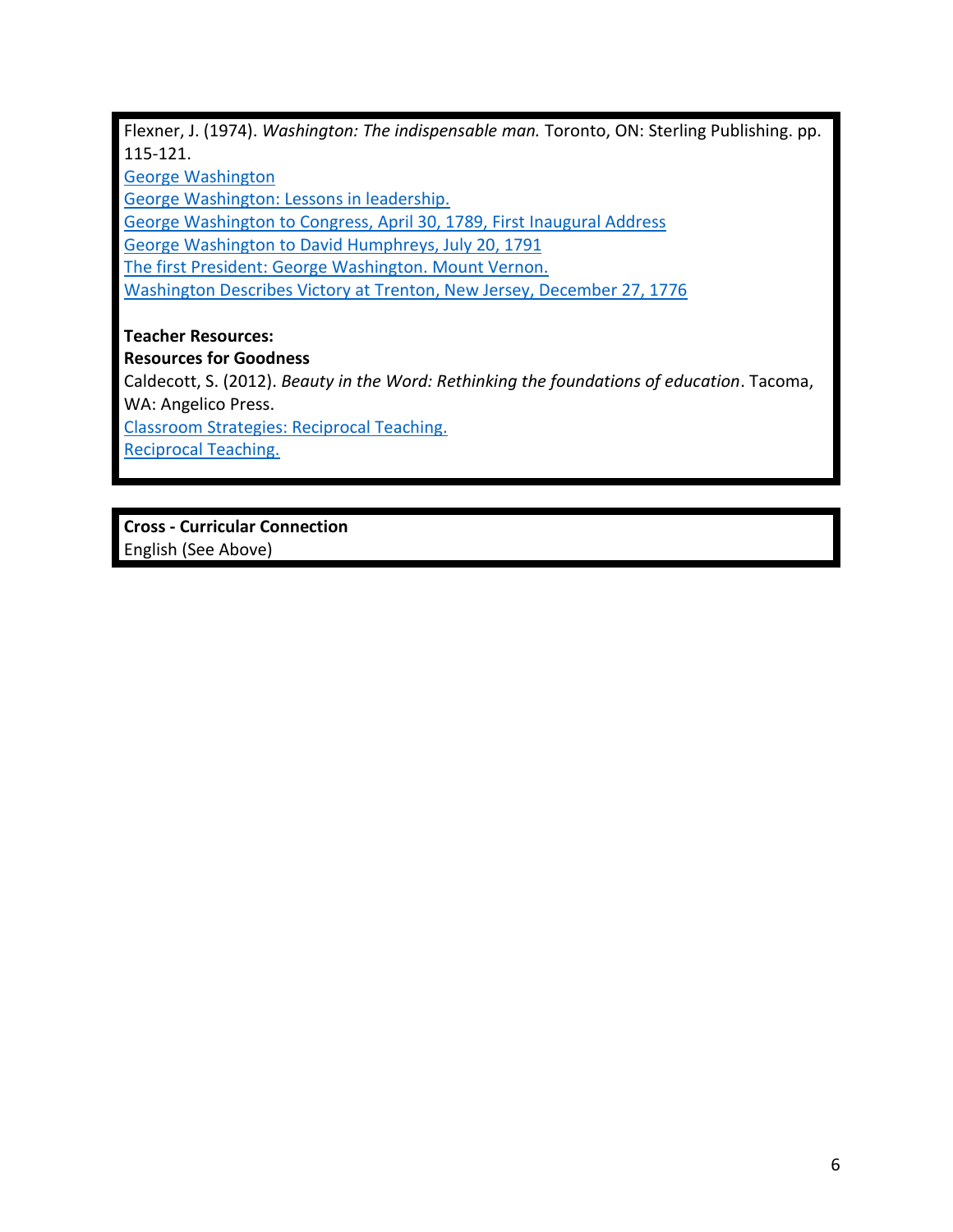Flexner, J. (1974). *Washington: The indispensable man.* Toronto, ON: Sterling Publishing. pp. 115-121.

George Washington

George Washington: Lessons in leadership.

George Washington to Congress, April 30, 1789, First Inaugural Address

George Washington to David Humphreys, July 20, 1791

The first President: George Washington. Mount Vernon.

Washington Describes Victory at Trenton, New Jersey, December 27, 1776

**Teacher Resources:**

**Resources for Goodness**

Caldecott, S. (2012). *Beauty in the Word: Rethinking the foundations of education*. Tacoma, WA: Angelico Press.

Classroom Strategies: Reciprocal Teaching.

Reciprocal Teaching.

**Cross - Curricular Connection**

English (See Above)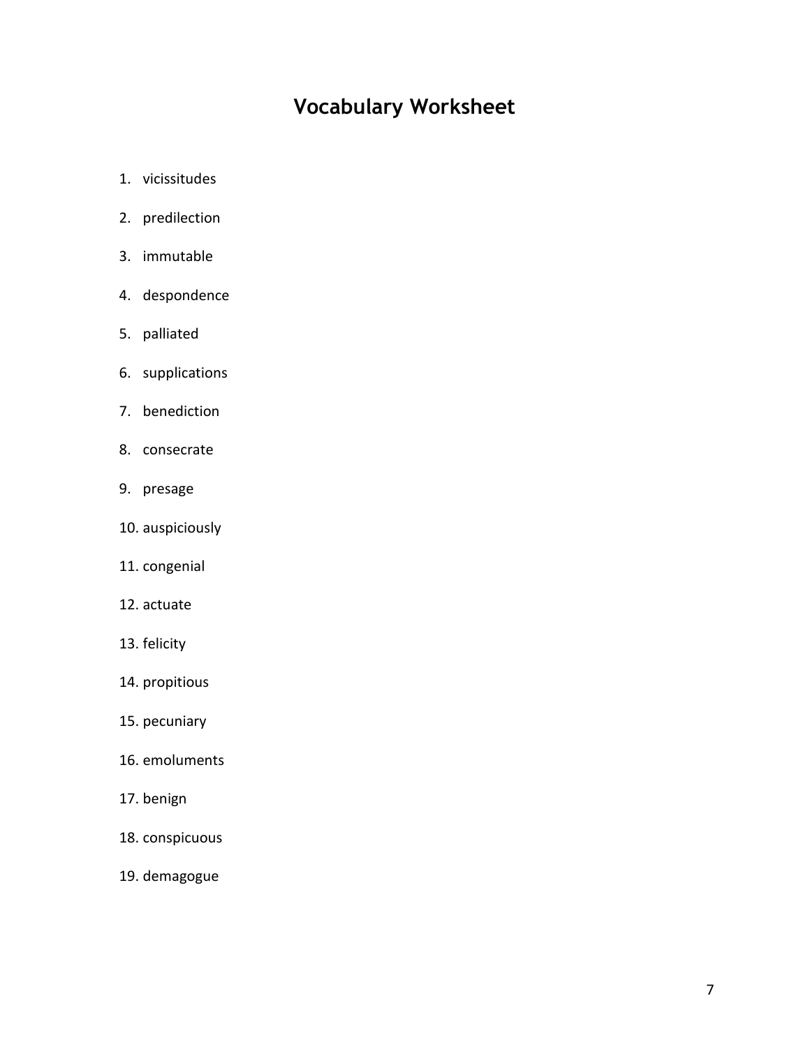# Vocabulary Worksheet

1. vicissitudes
2. predilection
3. immutable
4. despondence
5. palliated
6. supplications
7. benediction
8. consecrate
9. presage
10. auspiciously
11. congenial
12. actuate
13. felicity
14. propitious
15. pecuniary
16. emoluments
17. benign
18. conspicuous
19. demagogue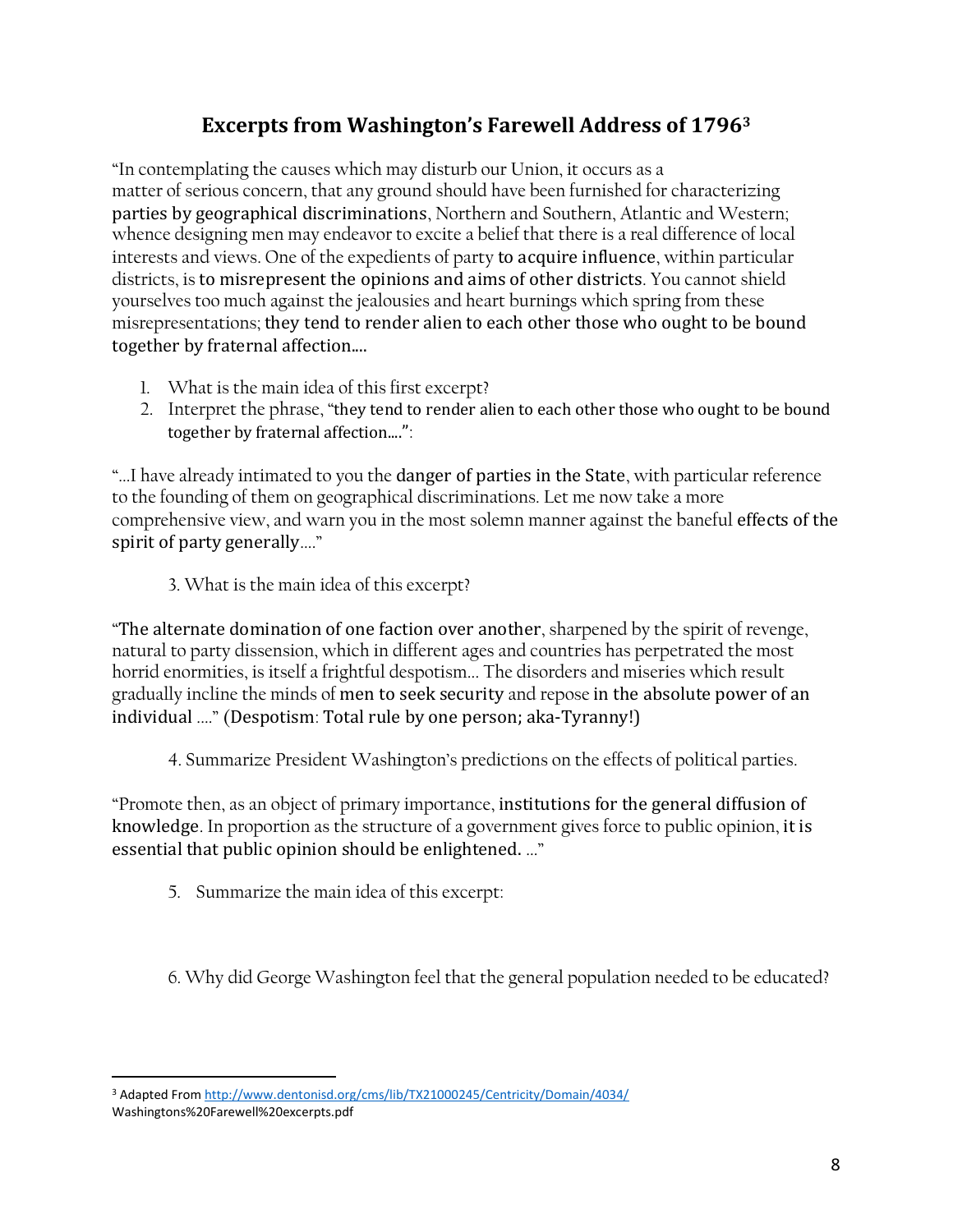## Excerpts from Washington's Farewell Address of 1796[3]

"In contemplating the causes which may disturb our Union, it occurs as a matter of serious concern, that any ground should have been furnished for characterizing parties by geographical discriminations, Northern and Southern, Atlantic and Western; whence designing men may endeavor to excite a belief that there is a real difference of local interests and views. One of the expedients of party to acquire influence, within particular districts, is to misrepresent the opinions and aims of other districts. You cannot shield yourselves too much against the jealousies and heart burnings which spring from these misrepresentations; they tend to render alien to each other those who ought to be bound together by fraternal affection....

1. What is the main idea of this first excerpt?
2. Interpret the phrase, "they tend to render alien to each other those who ought to be bound together by fraternal affection....":

"...I have already intimated to you the danger of parties in the State, with particular reference to the founding of them on geographical discriminations. Let me now take a more comprehensive view, and warn you in the most solemn manner against the baneful effects of the spirit of party generally...."

3. What is the main idea of this excerpt?

"The alternate domination of one faction over another, sharpened by the spirit of revenge, natural to party dissension, which in different ages and countries has perpetrated the most horrid enormities, is itself a frightful despotism... The disorders and miseries which result gradually incline the minds of men to seek security and repose in the absolute power of an individual ...." (Despotism: Total rule by one person; aka-Tyranny!)

4. Summarize President Washington's predictions on the effects of political parties.

"Promote then, as an object of primary importance, institutions for the general diffusion of knowledge. In proportion as the structure of a government gives force to public opinion, it is essential that public opinion should be enlightened. ..."

5. Summarize the main idea of this excerpt:

6. Why did George Washington feel that the general population needed to be educated?

---

[3] Adapted From http://www.dentonisd.org/cms/lib/TX21000245/Centricity/Domain/4034/Washingtons%20Farewell%20excerpts.pdf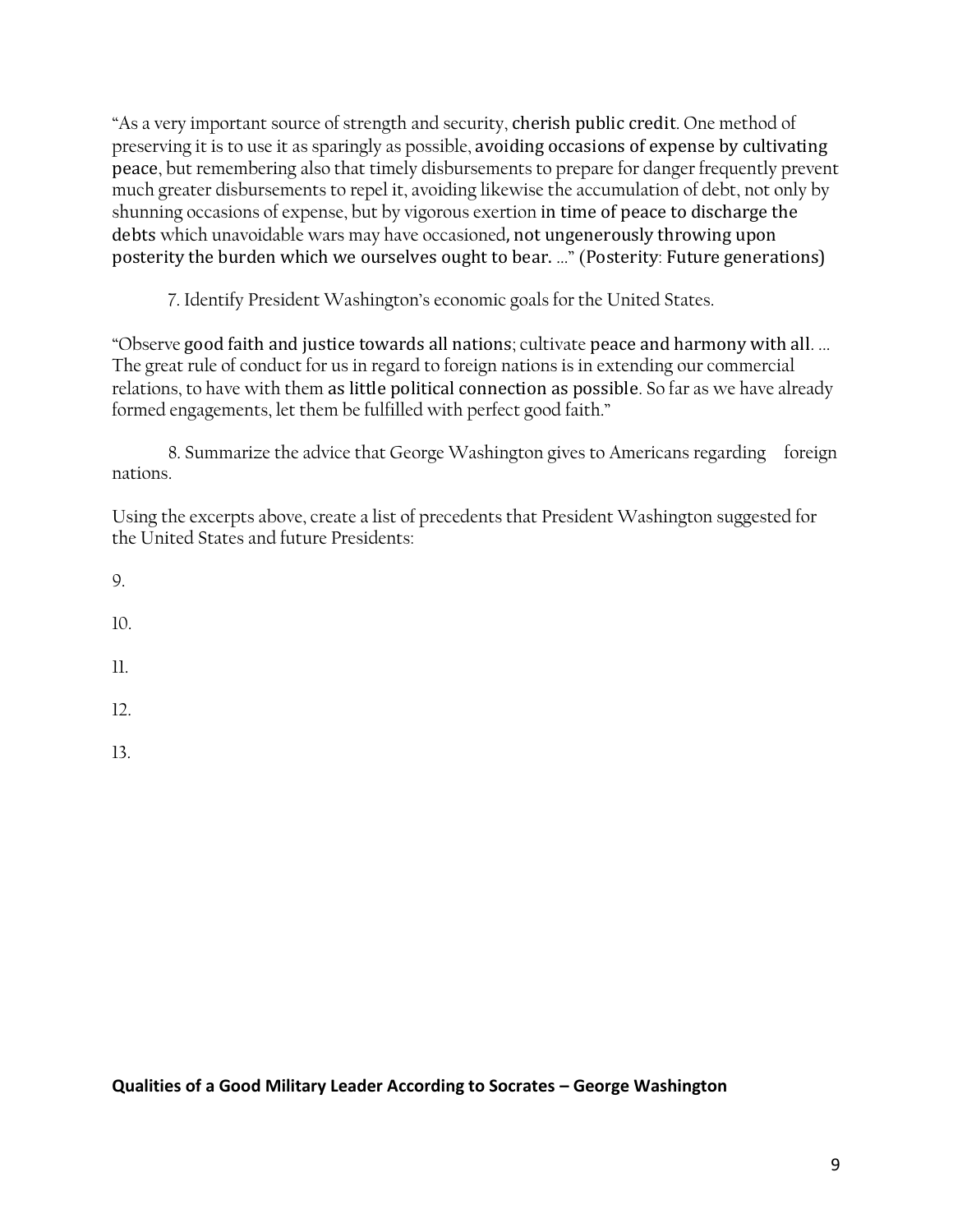"As a very important source of strength and security, **cherish public credit**. One method of preserving it is to use it as sparingly as possible, **avoiding occasions of expense by cultivating peace**, but remembering also that timely disbursements to prepare for danger frequently prevent much greater disbursements to repel it, avoiding likewise the accumulation of debt, not only by shunning occasions of expense, but by vigorous exertion **in time of peace to discharge the debts** which unavoidable wars may have occasioned**, not ungenerously throwing upon posterity the burden which we ourselves ought to bear.** ..." (Posterity: Future generations)

7. Identify President Washington's economic goals for the United States.

"Observe **good faith and justice towards all nations**; cultivate **peace and harmony with all**. ... The great rule of conduct for us in regard to foreign nations is in extending our commercial relations, to have with them **as little political connection as possible**. So far as we have already formed engagements, let them be fulfilled with perfect good faith."

8. Summarize the advice that George Washington gives to Americans regarding foreign nations.

Using the excerpts above, create a list of precedents that President Washington suggested for the United States and future Presidents:

9.

10.

11.

12.

13.

**Qualities of a Good Military Leader According to Socrates – George Washington**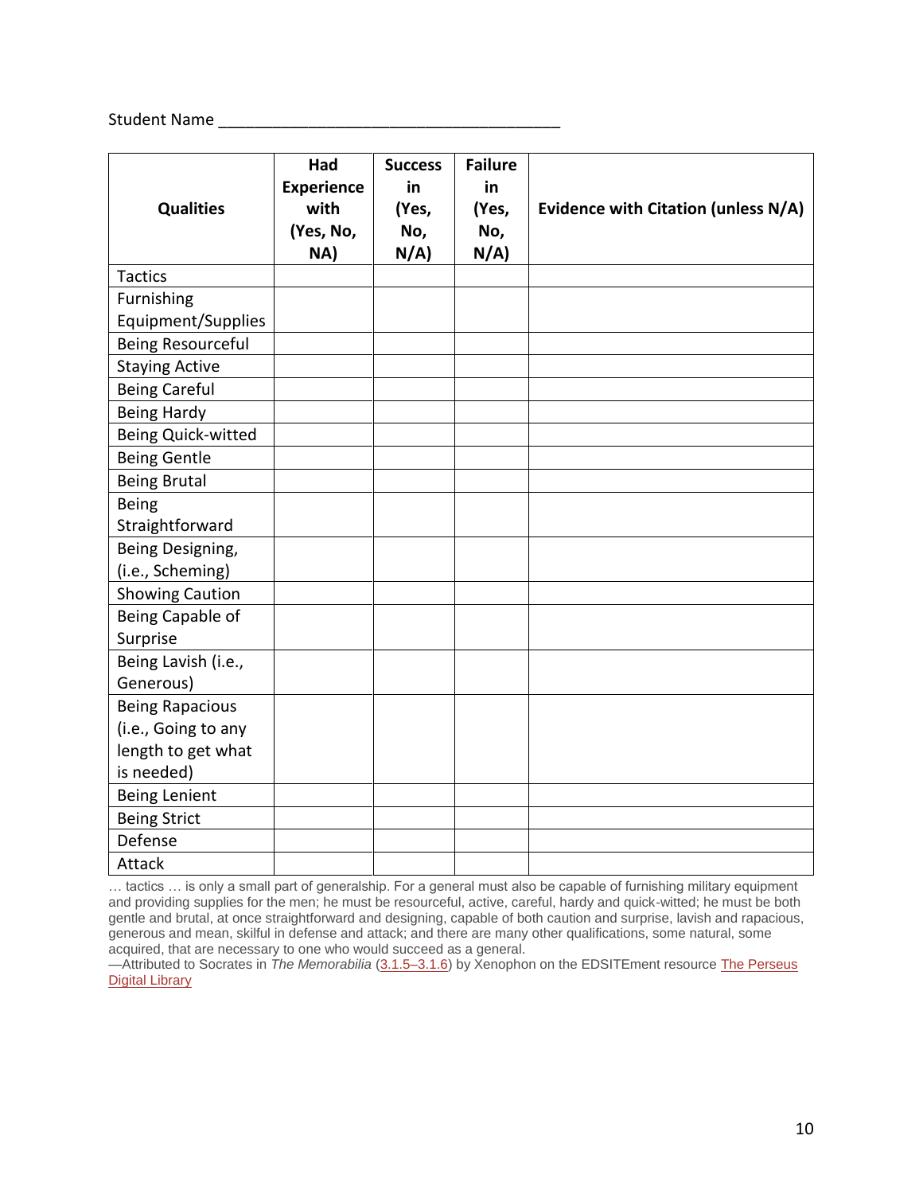Student Name ______________________________________

| Qualities | Had Experience with (Yes, No, NA) | Success in (Yes, No, N/A) | Failure in (Yes, No, N/A) | Evidence with Citation (unless N/A) |
|---|---|---|---|---|
| Tactics | | | | |
| Furnishing Equipment/Supplies | | | | |
| Being Resourceful | | | | |
| Staying Active | | | | |
| Being Careful | | | | |
| Being Hardy | | | | |
| Being Quick-witted | | | | |
| Being Gentle | | | | |
| Being Brutal | | | | |
| Being Straightforward | | | | |
| Being Designing, (i.e., Scheming) | | | | |
| Showing Caution | | | | |
| Being Capable of Surprise | | | | |
| Being Lavish (i.e., Generous) | | | | |
| Being Rapacious (i.e., Going to any length to get what is needed) | | | | |
| Being Lenient | | | | |
| Being Strict | | | | |
| Defense | | | | |
| Attack | | | | |

… tactics … is only a small part of generalship. For a general must also be capable of furnishing military equipment and providing supplies for the men; he must be resourceful, active, careful, hardy and quick-witted; he must be both gentle and brutal, at once straightforward and designing, capable of both caution and surprise, lavish and rapacious, generous and mean, skilful in defense and attack; and there are many other qualifications, some natural, some acquired, that are necessary to one who would succeed as a general.
—Attributed to Socrates in *The Memorabilia* (3.1.5–3.1.6) by Xenophon on the EDSITEment resource The Perseus Digital Library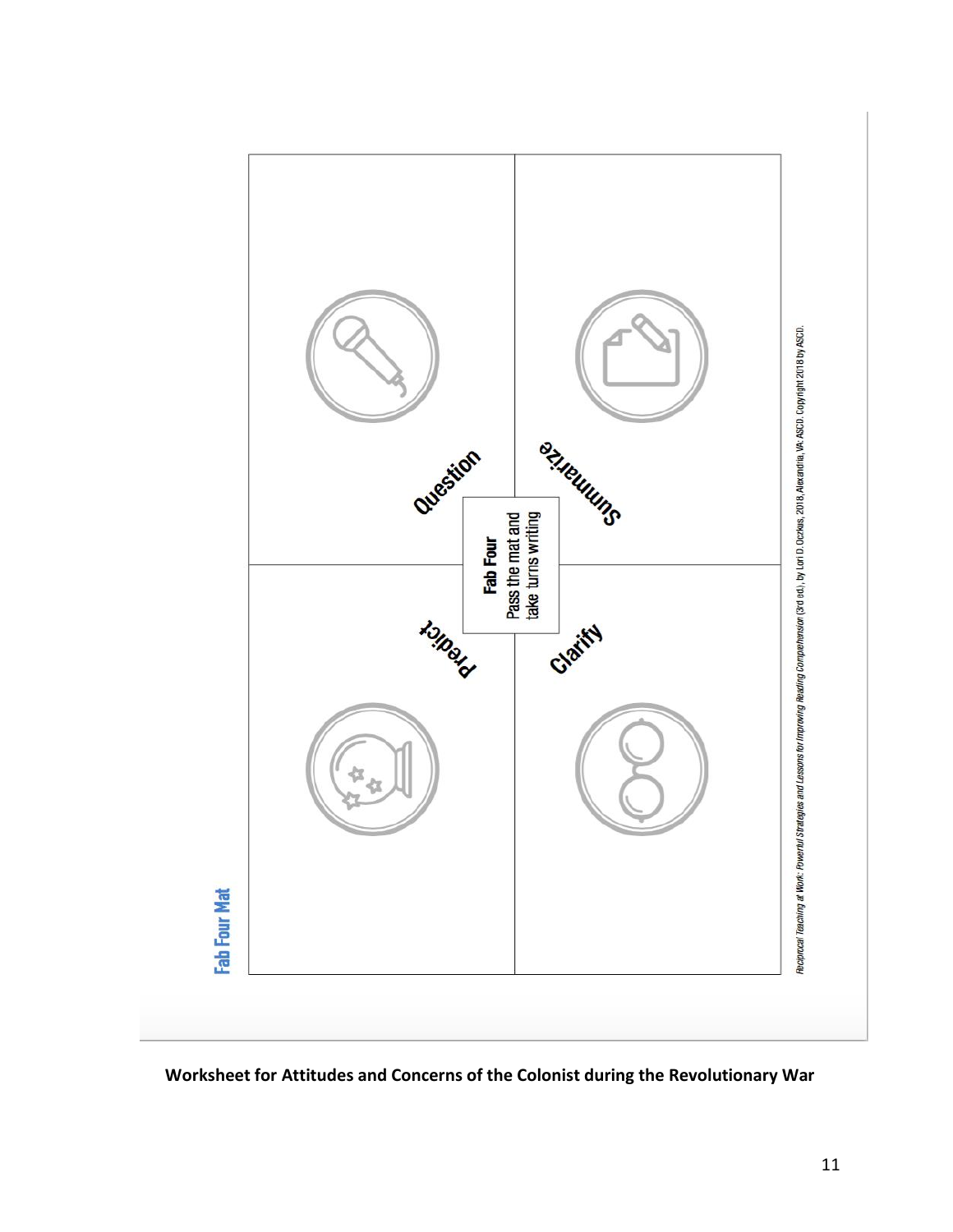## Fab Four Mat

| Question | Summarize |
| --- | --- |
| | |

| Predict | Clarify |
| --- | --- |
| | |

**Fab Four**
Pass the mat and take turns writing

*Reciprocal Teaching at Work: Powerful Strategies and Lessons for Improving Reading Comprehension* (3rd ed.), by Lori D. Oczkus, 2018, Alexandria, VA: ASCD. Copyright 2018 by ASCD.

**Worksheet for Attitudes and Concerns of the Colonist during the Revolutionary War**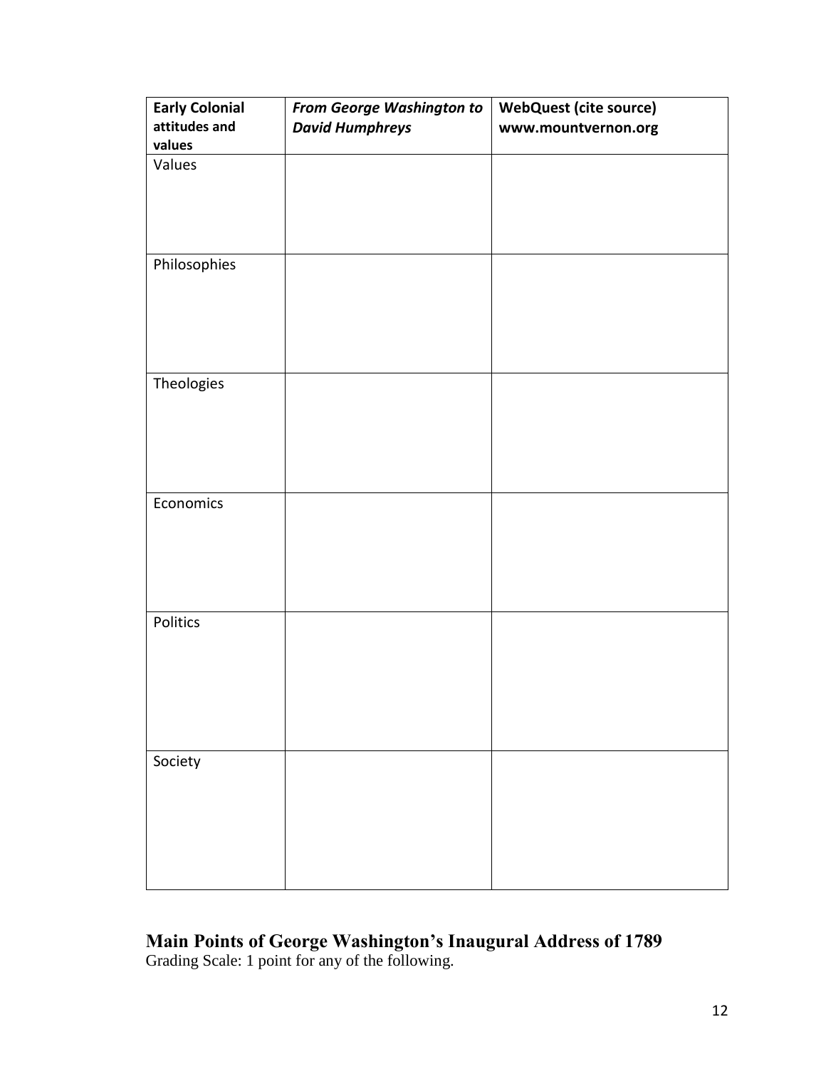| **Early Colonial attitudes and values** | ***From George Washington to David Humphreys*** | **WebQuest (cite source) www.mountvernon.org** |
|---|---|---|
| Values | | |
| Philosophies | | |
| Theologies | | |
| Economics | | |
| Politics | | |
| Society | | |

## Main Points of George Washington's Inaugural Address of 1789

Grading Scale: 1 point for any of the following.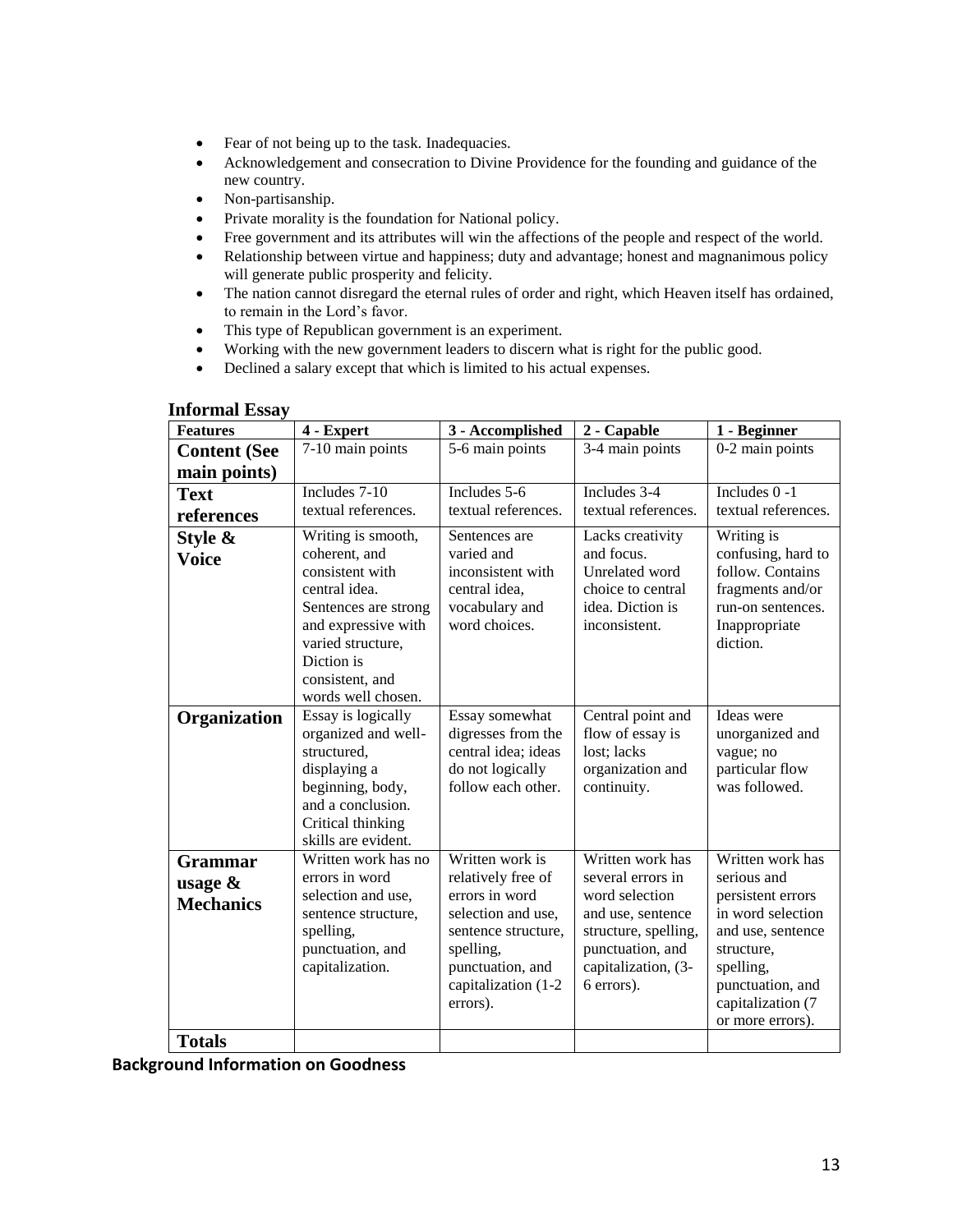- Fear of not being up to the task. Inadequacies.
- Acknowledgement and consecration to Divine Providence for the founding and guidance of the new country.
- Non-partisanship.
- Private morality is the foundation for National policy.
- Free government and its attributes will win the affections of the people and respect of the world.
- Relationship between virtue and happiness; duty and advantage; honest and magnanimous policy will generate public prosperity and felicity.
- The nation cannot disregard the eternal rules of order and right, which Heaven itself has ordained, to remain in the Lord's favor.
- This type of Republican government is an experiment.
- Working with the new government leaders to discern what is right for the public good.
- Declined a salary except that which is limited to his actual expenses.

### Informal Essay

| Features | 4 - Expert | 3 - Accomplished | 2 - Capable | 1 - Beginner |
|---|---|---|---|---|
| **Content (See main points)** | 7-10 main points | 5-6 main points | 3-4 main points | 0-2 main points |
| **Text references** | Includes 7-10 textual references. | Includes 5-6 textual references. | Includes 3-4 textual references. | Includes 0 -1 textual references. |
| **Style & Voice** | Writing is smooth, coherent, and consistent with central idea. Sentences are strong and expressive with varied structure, Diction is consistent, and words well chosen. | Sentences are varied and inconsistent with central idea, vocabulary and word choices. | Lacks creativity and focus. Unrelated word choice to central idea. Diction is inconsistent. | Writing is confusing, hard to follow. Contains fragments and/or run-on sentences. Inappropriate diction. |
| **Organization** | Essay is logically organized and well-structured, displaying a beginning, body, and a conclusion. Critical thinking skills are evident. | Essay somewhat digresses from the central idea; ideas do not logically follow each other. | Central point and flow of essay is lost; lacks organization and continuity. | Ideas were unorganized and vague; no particular flow was followed. |
| **Grammar usage & Mechanics** | Written work has no errors in word selection and use, sentence structure, spelling, punctuation, and capitalization. | Written work is relatively free of errors in word selection and use, sentence structure, spelling, punctuation, and capitalization (1-2 errors). | Written work has several errors in word selection and use, sentence structure, spelling, punctuation, and capitalization, (3-6 errors). | Written work has serious and persistent errors in word selection and use, sentence structure, spelling, punctuation, and capitalization (7 or more errors). |
| **Totals** | | | | |

**Background Information on Goodness**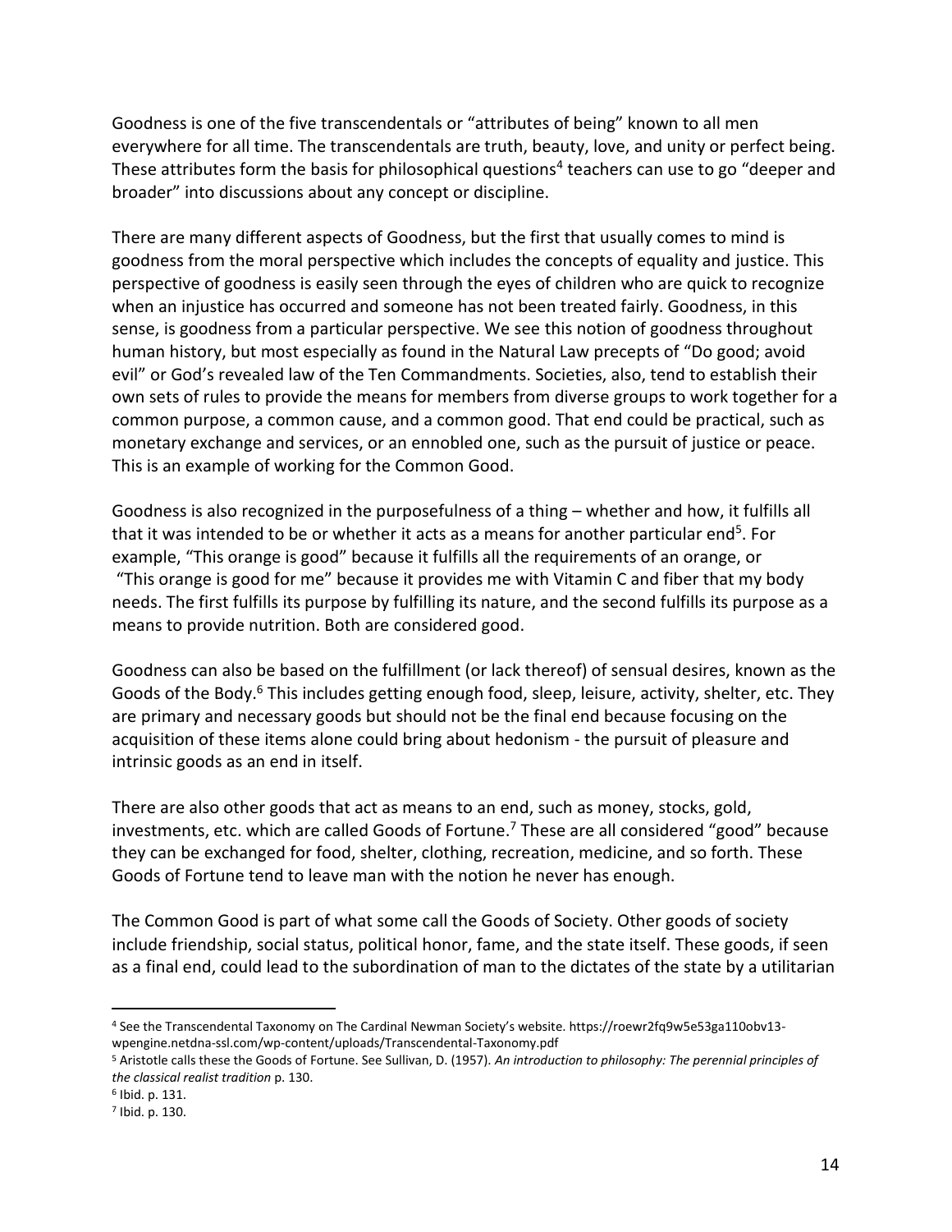Goodness is one of the five transcendentals or "attributes of being" known to all men everywhere for all time. The transcendentals are truth, beauty, love, and unity or perfect being. These attributes form the basis for philosophical questions[4] teachers can use to go "deeper and broader" into discussions about any concept or discipline.

There are many different aspects of Goodness, but the first that usually comes to mind is goodness from the moral perspective which includes the concepts of equality and justice. This perspective of goodness is easily seen through the eyes of children who are quick to recognize when an injustice has occurred and someone has not been treated fairly. Goodness, in this sense, is goodness from a particular perspective. We see this notion of goodness throughout human history, but most especially as found in the Natural Law precepts of "Do good; avoid evil" or God's revealed law of the Ten Commandments. Societies, also, tend to establish their own sets of rules to provide the means for members from diverse groups to work together for a common purpose, a common cause, and a common good. That end could be practical, such as monetary exchange and services, or an ennobled one, such as the pursuit of justice or peace. This is an example of working for the Common Good.

Goodness is also recognized in the purposefulness of a thing – whether and how, it fulfills all that it was intended to be or whether it acts as a means for another particular end[5]. For example, "This orange is good" because it fulfills all the requirements of an orange, or "This orange is good for me" because it provides me with Vitamin C and fiber that my body needs. The first fulfills its purpose by fulfilling its nature, and the second fulfills its purpose as a means to provide nutrition. Both are considered good.

Goodness can also be based on the fulfillment (or lack thereof) of sensual desires, known as the Goods of the Body.[6] This includes getting enough food, sleep, leisure, activity, shelter, etc. They are primary and necessary goods but should not be the final end because focusing on the acquisition of these items alone could bring about hedonism - the pursuit of pleasure and intrinsic goods as an end in itself.

There are also other goods that act as means to an end, such as money, stocks, gold, investments, etc. which are called Goods of Fortune.[7] These are all considered "good" because they can be exchanged for food, shelter, clothing, recreation, medicine, and so forth. These Goods of Fortune tend to leave man with the notion he never has enough.

The Common Good is part of what some call the Goods of Society. Other goods of society include friendship, social status, political honor, fame, and the state itself. These goods, if seen as a final end, could lead to the subordination of man to the dictates of the state by a utilitarian

---

[4] See the Transcendental Taxonomy on The Cardinal Newman Society's website. https://roewr2fq9w5e53ga110obv13-wpengine.netdna-ssl.com/wp-content/uploads/Transcendental-Taxonomy.pdf

[5] Aristotle calls these the Goods of Fortune. See Sullivan, D. (1957). *An introduction to philosophy: The perennial principles of the classical realist tradition* p. 130.

[6] Ibid. p. 131.

[7] Ibid. p. 130.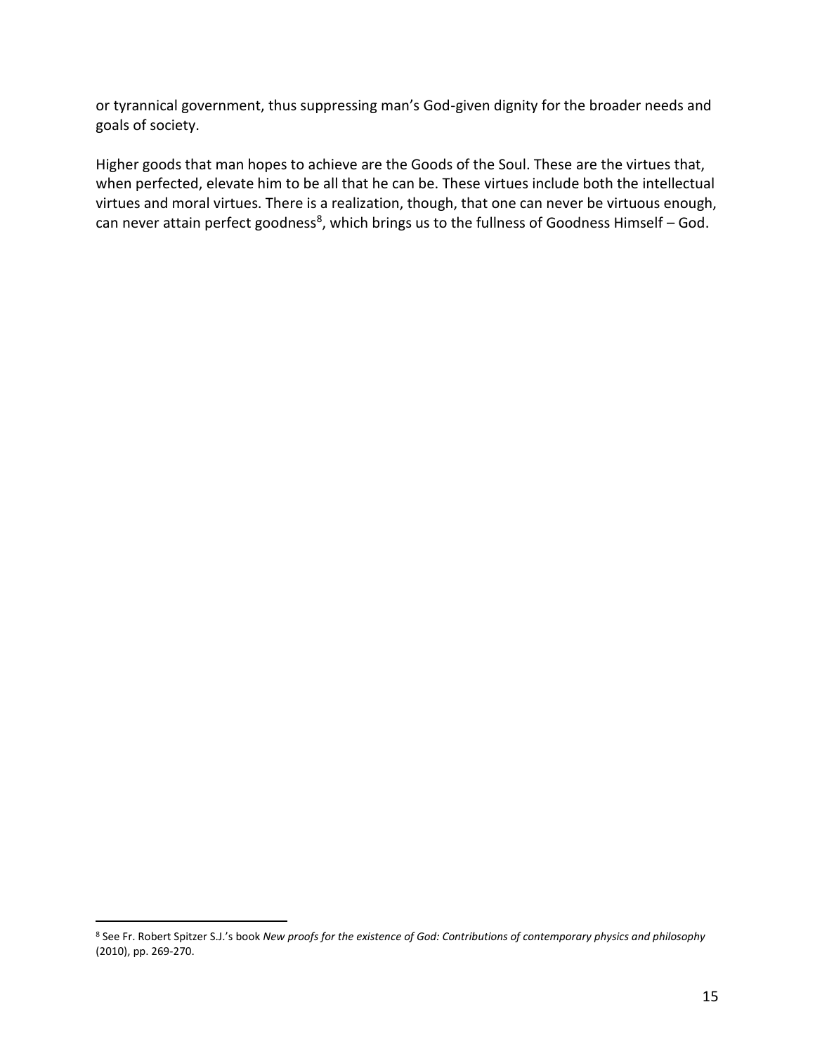or tyrannical government, thus suppressing man's God-given dignity for the broader needs and goals of society.

Higher goods that man hopes to achieve are the Goods of the Soul. These are the virtues that, when perfected, elevate him to be all that he can be. These virtues include both the intellectual virtues and moral virtues. There is a realization, though, that one can never be virtuous enough, can never attain perfect goodness[8], which brings us to the fullness of Goodness Himself – God.

---

[8] See Fr. Robert Spitzer S.J.'s book *New proofs for the existence of God: Contributions of contemporary physics and philosophy* (2010), pp. 269-270.